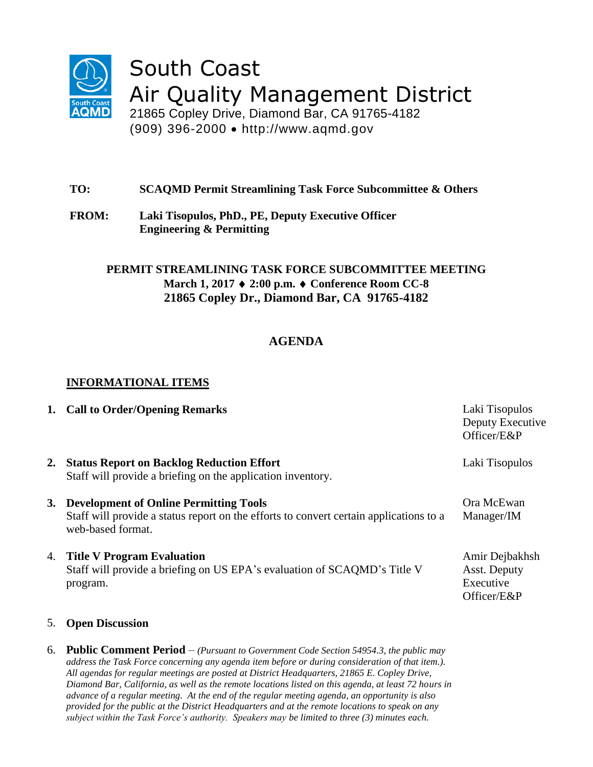# South Coast Air Quality Management District

21865 Copley Drive, Diamond Bar, CA 91765-4182
(909) 396-2000 • http://www.aqmd.gov

**TO:** **SCAQMD Permit Streamlining Task Force Subcommittee & Others**

**FROM:** **Laki Tisopulos, PhD., PE, Deputy Executive Officer Engineering & Permitting**

**PERMIT STREAMLINING TASK FORCE SUBCOMMITTEE MEETING**
**March 1, 2017 ♦ 2:00 p.m. ♦ Conference Room CC-8**
**21865 Copley Dr., Diamond Bar, CA 91765-4182**

## AGENDA

**INFORMATIONAL ITEMS**

1. **Call to Order/Opening Remarks** — Laki Tisopulos, Deputy Executive Officer/E&P

2. **Status Report on Backlog Reduction Effort** — Laki Tisopulos
   Staff will provide a briefing on the application inventory.

3. **Development of Online Permitting Tools** — Ora McEwan, Manager/IM
   Staff will provide a status report on the efforts to convert certain applications to a web-based format.

4. **Title V Program Evaluation** — Amir Dejbakhsh, Asst. Deputy Executive Officer/E&P
   Staff will provide a briefing on US EPA's evaluation of SCAQMD's Title V program.

5. **Open Discussion**

6. **Public Comment Period** – *(Pursuant to Government Code Section 54954.3, the public may address the Task Force concerning any agenda item before or during consideration of that item.). All agendas for regular meetings are posted at District Headquarters, 21865 E. Copley Drive, Diamond Bar, California, as well as the remote locations listed on this agenda, at least 72 hours in advance of a regular meeting. At the end of the regular meeting agenda, an opportunity is also provided for the public at the District Headquarters and at the remote locations to speak on any subject within the Task Force's authority. Speakers may be limited to three (3) minutes each.*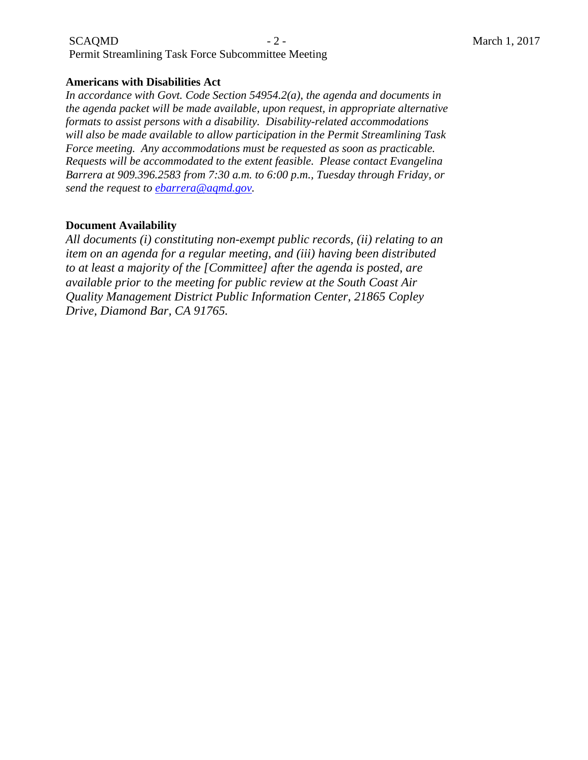**Americans with Disabilities Act**

*In accordance with Govt. Code Section 54954.2(a), the agenda and documents in the agenda packet will be made available, upon request, in appropriate alternative formats to assist persons with a disability. Disability-related accommodations will also be made available to allow participation in the Permit Streamlining Task Force meeting. Any accommodations must be requested as soon as practicable. Requests will be accommodated to the extent feasible. Please contact Evangelina Barrera at 909.396.2583 from 7:30 a.m. to 6:00 p.m., Tuesday through Friday, or send the request to [ebarrera@aqmd.gov](mailto:ebarrera@aqmd.gov).*

**Document Availability**

*All documents (i) constituting non-exempt public records, (ii) relating to an item on an agenda for a regular meeting, and (iii) having been distributed to at least a majority of the [Committee] after the agenda is posted, are available prior to the meeting for public review at the South Coast Air Quality Management District Public Information Center, 21865 Copley Drive, Diamond Bar, CA 91765.*